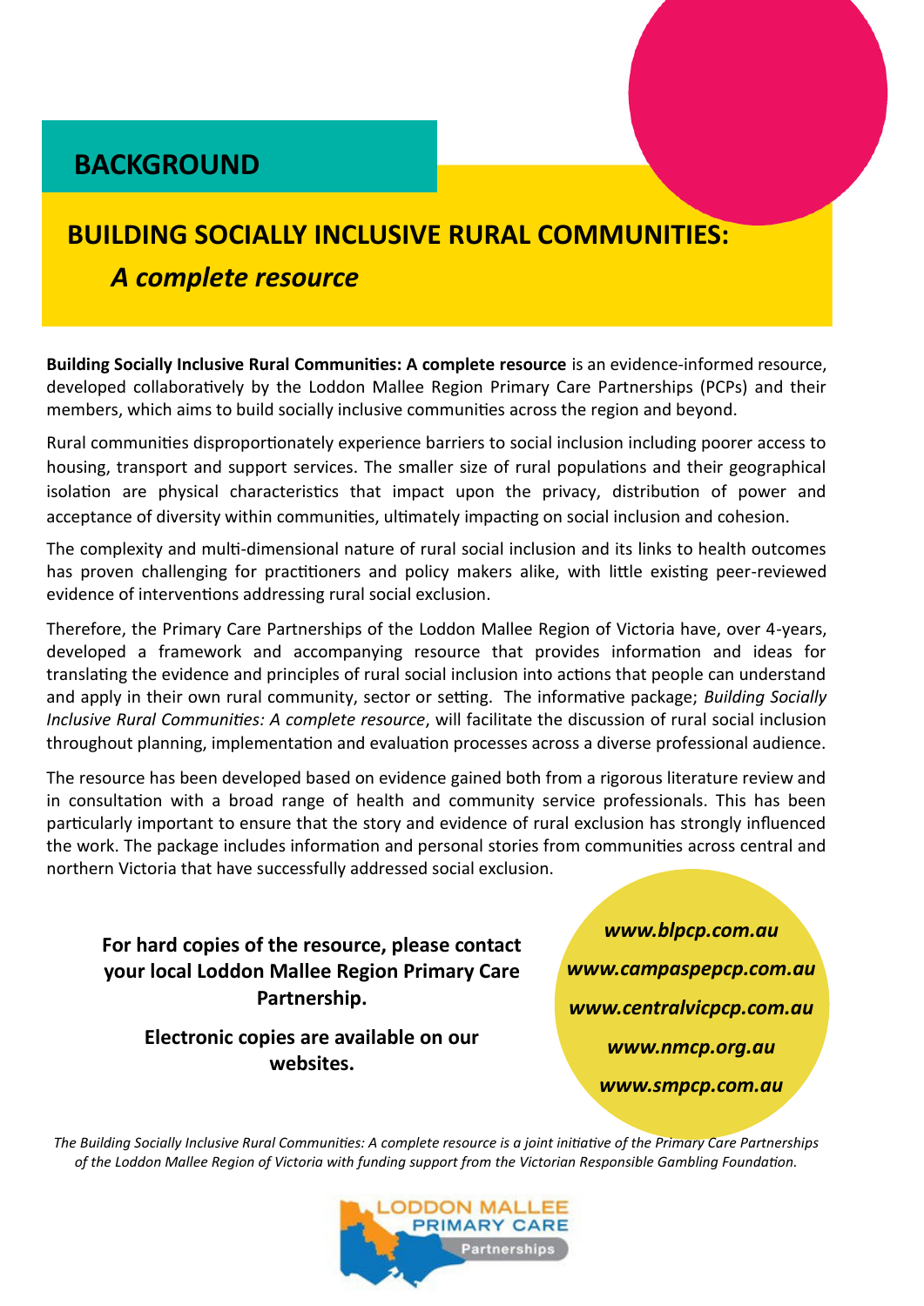# BACKGROUND

## BUILDING SOCIALLY INCLUSIVE RURAL COMMUNITIES: *A complete resource*

**Building Socially Inclusive Rural Communities: A complete resource** is an evidence-informed resource, developed collaboratively by the Loddon Mallee Region Primary Care Partnerships (PCPs) and their members, which aims to build socially inclusive communities across the region and beyond.

Rural communities disproportionately experience barriers to social inclusion including poorer access to housing, transport and support services. The smaller size of rural populations and their geographical isolation are physical characteristics that impact upon the privacy, distribution of power and acceptance of diversity within communities, ultimately impacting on social inclusion and cohesion.

The complexity and multi-dimensional nature of rural social inclusion and its links to health outcomes has proven challenging for practitioners and policy makers alike, with little existing peer-reviewed evidence of interventions addressing rural social exclusion.

Therefore, the Primary Care Partnerships of the Loddon Mallee Region of Victoria have, over 4-years, developed a framework and accompanying resource that provides information and ideas for translating the evidence and principles of rural social inclusion into actions that people can understand and apply in their own rural community, sector or setting. The informative package; *Building Socially Inclusive Rural Communities: A complete resource*, will facilitate the discussion of rural social inclusion throughout planning, implementation and evaluation processes across a diverse professional audience.

The resource has been developed based on evidence gained both from a rigorous literature review and in consultation with a broad range of health and community service professionals. This has been particularly important to ensure that the story and evidence of rural exclusion has strongly influenced the work. The package includes information and personal stories from communities across central and northern Victoria that have successfully addressed social exclusion.

**For hard copies of the resource, please contact your local Loddon Mallee Region Primary Care Partnership.**

**Electronic copies are available on our websites.**

***www.blpcp.com.au***

***www.campaspepcp.com.au***

***www.centralvicpcp.com.au***

***www.nmcp.org.au***

***www.smpcp.com.au***

*The Building Socially Inclusive Rural Communities: A complete resource is a joint initiative of the Primary Care Partnerships of the Loddon Mallee Region of Victoria with funding support from the Victorian Responsible Gambling Foundation.*

LODDON MALLEE PRIMARY CARE Partnerships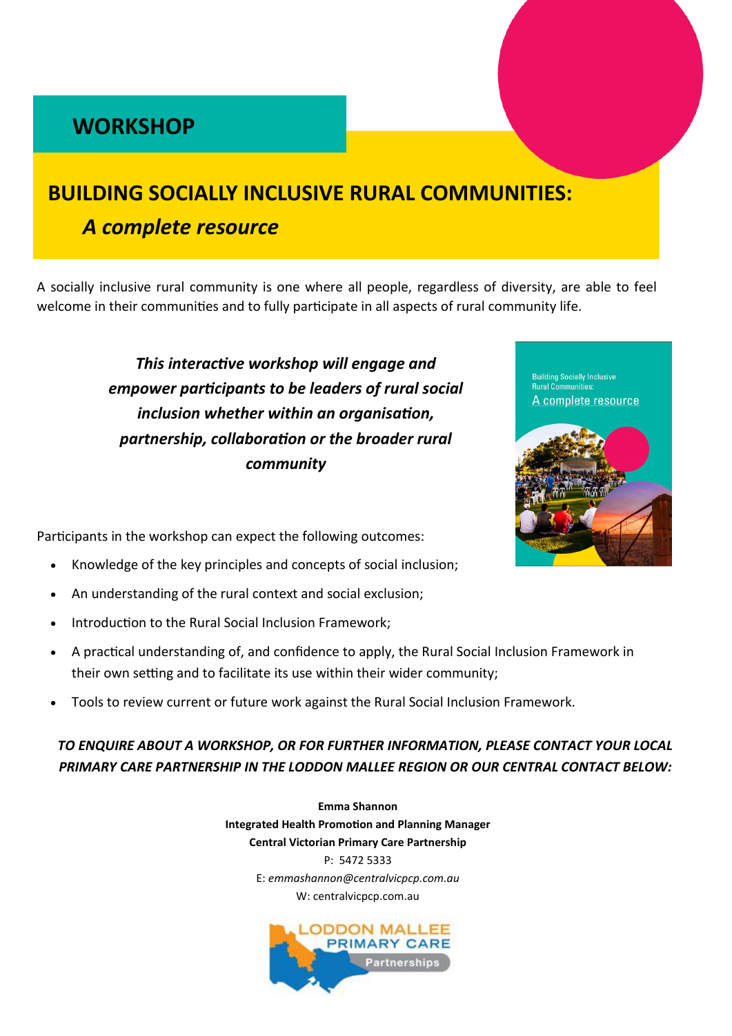## WORKSHOP

# BUILDING SOCIALLY INCLUSIVE RURAL COMMUNITIES:
## *A complete resource*

A socially inclusive rural community is one where all people, regardless of diversity, are able to feel welcome in their communities and to fully participate in all aspects of rural community life.

***This interactive workshop will engage and empower participants to be leaders of rural social inclusion whether within an organisation, partnership, collaboration or the broader rural community***

Participants in the workshop can expect the following outcomes:

- Knowledge of the key principles and concepts of social inclusion;
- An understanding of the rural context and social exclusion;
- Introduction to the Rural Social Inclusion Framework;
- A practical understanding of, and confidence to apply, the Rural Social Inclusion Framework in their own setting and to facilitate its use within their wider community;
- Tools to review current or future work against the Rural Social Inclusion Framework.

***TO ENQUIRE ABOUT A WORKSHOP, OR FOR FURTHER INFORMATION, PLEASE CONTACT YOUR LOCAL PRIMARY CARE PARTNERSHIP IN THE LODDON MALLEE REGION OR OUR CENTRAL CONTACT BELOW:***

**Emma Shannon**
**Integrated Health Promotion and Planning Manager**
**Central Victorian Primary Care Partnership**
P: 5472 5333
E: *emmashannon@centralvicpcp.com.au*
W: centralvicpcp.com.au

LODDON MALLEE PRIMARY CARE Partnerships